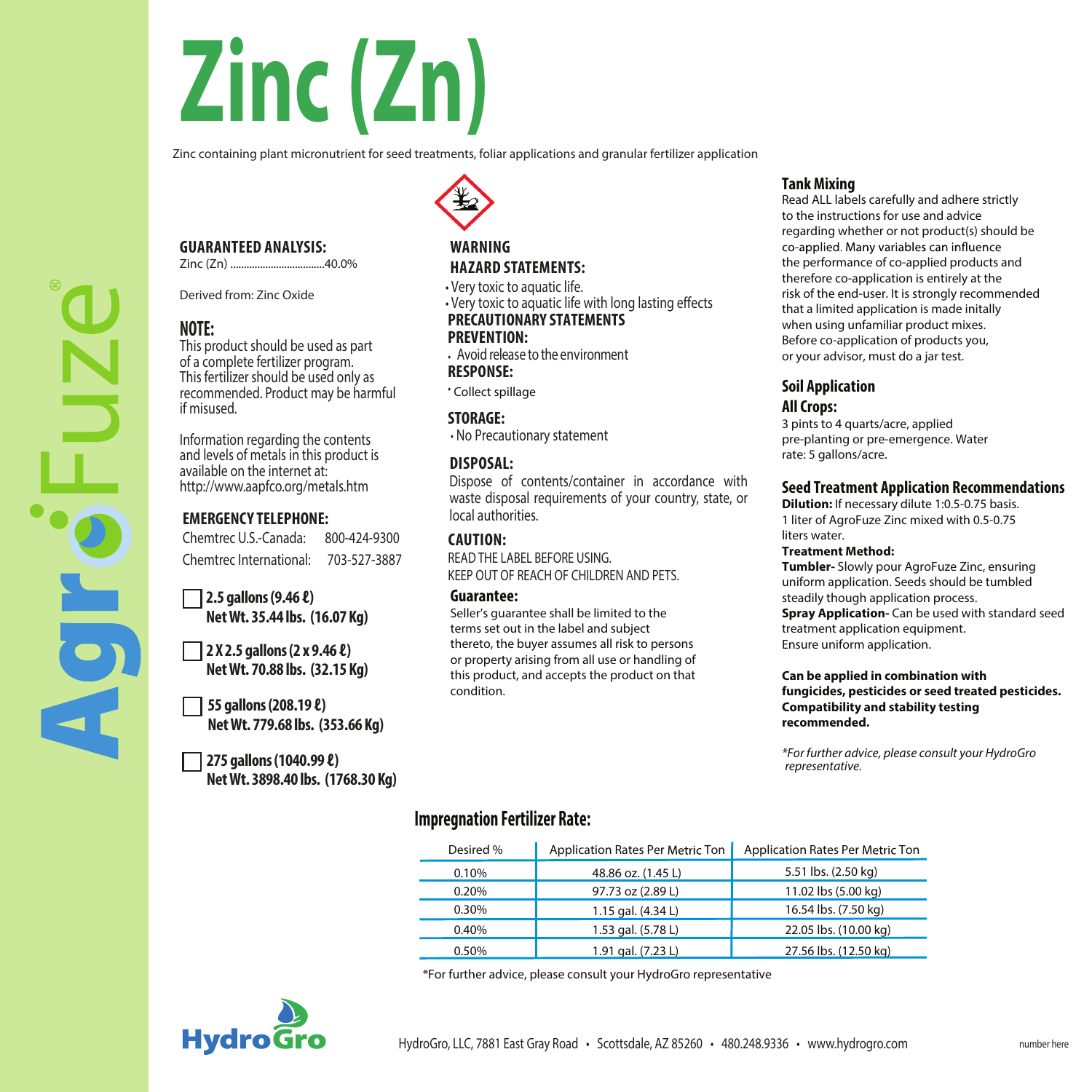# Zinc (Zn)

Zinc containing plant micronutrient for seed treatments, foliar applications and granular fertilizer application

**GUARANTEED ANALYSIS:**

Zinc (Zn) ....................................40.0%

Derived from: Zinc Oxide

**NOTE:**

This product should be used as part of a complete fertilizer program. This fertilizer should be used only as recommended. Product may be harmful if misused.

Information regarding the contents and levels of metals in this product is available on the internet at: http://www.aapfco.org/metals.htm

**EMERGENCY TELEPHONE:**

Chemtrec U.S.-Canada: 800-424-9300

Chemtrec International: 703-527-3887

☐ **2.5 gallons (9.46 ℓ)**
**Net Wt. 35.44 lbs. (16.07 Kg)**

☐ **2 X 2.5 gallons (2 x 9.46 ℓ)**
**Net Wt. 70.88 lbs. (32.15 Kg)**

☐ **55 gallons (208.19 ℓ)**
**Net Wt. 779.68 lbs. (353.66 Kg)**

☐ **275 gallons (1040.99 ℓ)**
**Net Wt. 3898.40 lbs. (1768.30 Kg)**

**WARNING**

**HAZARD STATEMENTS:**

- Very toxic to aquatic life.
- Very toxic to aquatic life with long lasting effects

**PRECAUTIONARY STATEMENTS**

**PREVENTION:**

- Avoid release to the environment

**RESPONSE:**

- Collect spillage

**STORAGE:**

- No Precautionary statement

**DISPOSAL:**

Dispose of contents/container in accordance with waste disposal requirements of your country, state, or local authorities.

**CAUTION:**

READ THE LABEL BEFORE USING.
KEEP OUT OF REACH OF CHILDREN AND PETS.

**Guarantee:**

Seller's guarantee shall be limited to the terms set out in the label and subject thereto, the buyer assumes all risk to persons or property arising from all use or handling of this product, and accepts the product on that condition.

**Tank Mixing**

Read ALL labels carefully and adhere strictly to the instructions for use and advice regarding whether or not product(s) should be co-applied. Many variables can influence the performance of co-applied products and therefore co-application is entirely at the risk of the end-user. It is strongly recommended that a limited application is made initally when using unfamiliar product mixes. Before co-application of products you, or your advisor, must do a jar test.

**Soil Application**

**All Crops:**

3 pints to 4 quarts/acre, applied pre-planting or pre-emergence. Water rate: 5 gallons/acre.

**Seed Treatment Application Recommendations**

**Dilution:** If necessary dilute 1:0.5-0.75 basis. 1 liter of AgroFuze Zinc mixed with 0.5-0.75 liters water.

**Treatment Method:**

**Tumbler-** Slowly pour AgroFuze Zinc, ensuring uniform application. Seeds should be tumbled steadily though application process.

**Spray Application-** Can be used with standard seed treatment application equipment. Ensure uniform application.

**Can be applied in combination with fungicides, pesticides or seed treated pesticides. Compatibility and stability testing recommended.**

*\*For further advice, please consult your HydroGro representative.*

**Impregnation Fertilizer Rate:**

| Desired % | Application Rates Per Metric Ton | Application Rates Per Metric Ton |
|---|---|---|
| 0.10% | 48.86 oz. (1.45 L) | 5.51 lbs. (2.50 kg) |
| 0.20% | 97.73 oz (2.89 L) | 11.02 lbs (5.00 kg) |
| 0.30% | 1.15 gal. (4.34 L) | 16.54 lbs. (7.50 kg) |
| 0.40% | 1.53 gal. (5.78 L) | 22.05 lbs. (10.00 kg) |
| 0.50% | 1.91 gal. (7.23 L) | 27.56 lbs. (12.50 kg) |

\*For further advice, please consult your HydroGro representative

AgroFuze®

HydroGro

HydroGro, LLC, 7881 East Gray Road • Scottsdale, AZ 85260 • 480.248.9336 • www.hydrogro.com

number here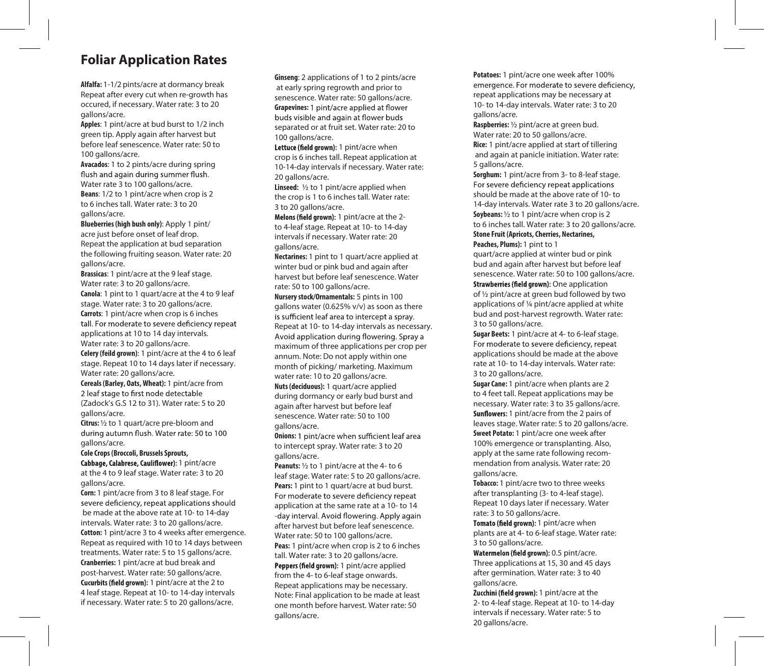## Foliar Application Rates

**Alfalfa:** 1-1/2 pints/acre at dormancy break Repeat after every cut when re-growth has occured, if necessary. Water rate: 3 to 20 gallons/acre.

**Apples**: 1 pint/acre at bud burst to 1/2 inch green tip. Apply again after harvest but before leaf senescence. Water rate: 50 to 100 gallons/acre.

**Avacados**: 1 to 2 pints/acre during spring flush and again during summer flush. Water rate 3 to 100 gallons/acre.

**Beans**: 1/2 to 1 pint/acre when crop is 2 to 6 inches tall. Water rate: 3 to 20 gallons/acre.

**Blueberries (high bush only)**: Apply 1 pint/ acre just before onset of leaf drop. Repeat the application at bud separation the following fruiting season. Water rate: 20 gallons/acre.

**Brassicas**: 1 pint/acre at the 9 leaf stage. Water rate: 3 to 20 gallons/acre.

**Canola**: 1 pint to 1 quart/acre at the 4 to 9 leaf stage. Water rate: 3 to 20 gallons/acre.

**Carrots**: 1 pint/acre when crop is 6 inches tall. For moderate to severe deficiency repeat applications at 10 to 14 day intervals. Water rate: 3 to 20 gallons/acre.

**Celery (feild grown)**: 1 pint/acre at the 4 to 6 leaf stage. Repeat 10 to 14 days later if necessary. Water rate: 20 gallons/acre.

**Cereals (Barley, Oats, Wheat):** 1 pint/acre from 2 leaf stage to first node detectable (Zadock's G.S 12 to 31). Water rate: 5 to 20 gallons/acre.

**Citrus:** ½ to 1 quart/acre pre-bloom and during autumn flush. Water rate: 50 to 100 gallons/acre.

**Cole Crops (Broccoli, Brussels Sprouts, Cabbage, Calabrese, Cauliflower):** 1 pint/acre at the 4 to 9 leaf stage. Water rate: 3 to 20 gallons/acre.

**Corn:** 1 pint/acre from 3 to 8 leaf stage. For severe deficiency, repeat applications should be made at the above rate at 10- to 14-day intervals. Water rate: 3 to 20 gallons/acre.

**Cotton:** 1 pint/acre 3 to 4 weeks after emergence. Repeat as required with 10 to 14 days between treatments. Water rate: 5 to 15 gallons/acre.

**Cranberries:** 1 pint/acre at bud break and post-harvest. Water rate: 50 gallons/acre.

**Cucurbits (field grown):** 1 pint/acre at the 2 to 4 leaf stage. Repeat at 10- to 14-day intervals if necessary. Water rate: 5 to 20 gallons/acre.

**Ginseng**: 2 applications of 1 to 2 pints/acre at early spring regrowth and prior to senescence. Water rate: 50 gallons/acre.

**Grapevines:** 1 pint/acre applied at flower buds visible and again at flower buds separated or at fruit set. Water rate: 20 to 100 gallons/acre.

**Lettuce (field grown):** 1 pint/acre when crop is 6 inches tall. Repeat application at 10-14-day intervals if necessary. Water rate: 20 gallons/acre.

**Linseed:** ½ to 1 pint/acre applied when the crop is 1 to 6 inches tall. Water rate: 3 to 20 gallons/acre.

**Melons (field grown):** 1 pint/acre at the 2- to 4-leaf stage. Repeat at 10- to 14-day intervals if necessary. Water rate: 20 gallons/acre.

**Nectarines:** 1 pint to 1 quart/acre applied at winter bud or pink bud and again after harvest but before leaf senescence. Water rate: 50 to 100 gallons/acre.

**Nursery stock/Ornamentals:** 5 pints in 100 gallons water (0.625% v/v) as soon as there is sufficient leaf area to intercept a spray. Repeat at 10- to 14-day intervals as necessary. Avoid application during flowering. Spray a maximum of three applications per crop per annum. Note: Do not apply within one month of picking/ marketing. Maximum water rate: 10 to 20 gallons/acre.

**Nuts (deciduous):** 1 quart/acre applied during dormancy or early bud burst and again after harvest but before leaf senescence. Water rate: 50 to 100 gallons/acre.

**Onions:** 1 pint/acre when sufficient leaf area to intercept spray. Water rate: 3 to 20 gallons/acre.

**Peanuts:** ½ to 1 pint/acre at the 4- to 6 leaf stage. Water rate: 5 to 20 gallons/acre.

**Pears:** 1 pint to 1 quart/acre at bud burst. For moderate to severe deficiency repeat application at the same rate at a 10- to 14 -day interval. Avoid flowering. Apply again after harvest but before leaf senescence. Water rate: 50 to 100 gallons/acre.

**Peas:** 1 pint/acre when crop is 2 to 6 inches tall. Water rate: 3 to 20 gallons/acre.

**Peppers (field grown):** 1 pint/acre applied from the 4- to 6-leaf stage onwards. Repeat applications may be necessary. Note: Final application to be made at least one month before harvest. Water rate: 50 gallons/acre.

**Potatoes:** 1 pint/acre one week after 100% emergence. For moderate to severe deficiency, repeat applications may be necessary at 10- to 14-day intervals. Water rate: 3 to 20 gallons/acre.

**Raspberries:** ½ pint/acre at green bud. Water rate: 20 to 50 gallons/acre.

**Rice:** 1 pint/acre applied at start of tillering and again at panicle initiation. Water rate: 5 gallons/acre.

**Sorghum:** 1 pint/acre from 3- to 8-leaf stage. For severe deficiency repeat applications should be made at the above rate of 10- to 14-day intervals. Water rate 3 to 20 gallons/acre.

**Soybeans:** ½ to 1 pint/acre when crop is 2 to 6 inches tall. Water rate: 3 to 20 gallons/acre.

**Stone Fruit (Apricots, Cherries, Nectarines, Peaches, Plums):** 1 pint to 1 quart/acre applied at winter bud or pink bud and again after harvest but before leaf senescence. Water rate: 50 to 100 gallons/acre.

**Strawberries (field grown):** One application of ½ pint/acre at green bud followed by two applications of ¼ pint/acre applied at white bud and post-harvest regrowth. Water rate: 3 to 50 gallons/acre.

**Sugar Beets:** 1 pint/acre at 4- to 6-leaf stage. For moderate to severe deficiency, repeat applications should be made at the above rate at 10- to 14-day intervals. Water rate: 3 to 20 gallons/acre.

**Sugar Cane:** 1 pint/acre when plants are 2 to 4 feet tall. Repeat applications may be necessary. Water rate: 3 to 35 gallons/acre.

**Sunflowers:** 1 pint/acre from the 2 pairs of leaves stage. Water rate: 5 to 20 gallons/acre.

**Sweet Potato:** 1 pint/acre one week after 100% emergence or transplanting. Also, apply at the same rate following recom-mendation from analysis. Water rate: 20 gallons/acre.

**Tobacco:** 1 pint/acre two to three weeks after transplanting (3- to 4-leaf stage). Repeat 10 days later if necessary. Water rate: 3 to 50 gallons/acre.

**Tomato (field grown):** 1 pint/acre when plants are at 4- to 6-leaf stage. Water rate: 3 to 50 gallons/acre.

**Watermelon (field grown):** 0.5 pint/acre. Three applications at 15, 30 and 45 days after germination. Water rate: 3 to 40 gallons/acre.

**Zucchini (field grown):** 1 pint/acre at the 2- to 4-leaf stage. Repeat at 10- to 14-day intervals if necessary. Water rate: 5 to 20 gallons/acre.